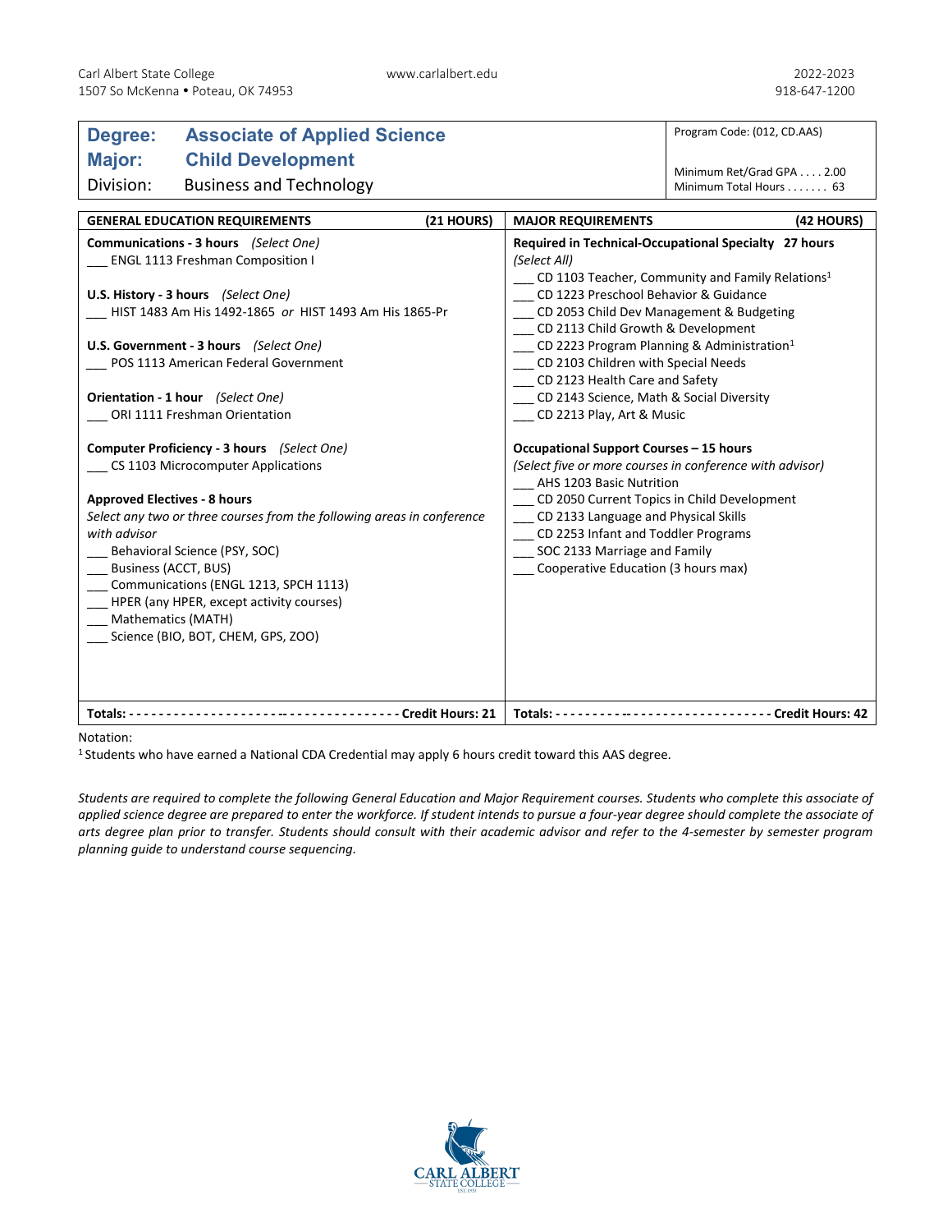Carl Albert State College
1507 So McKenna • Poteau, OK 74953

www.carlalbert.edu

2022-2023
918-647-1200

# Degree: Associate of Applied Science
## Major: Child Development

Division: Business and Technology

Program Code: (012, CD.AAS)

Minimum Ret/Grad GPA . . . . 2.00
Minimum Total Hours . . . . . . . 63

## GENERAL EDUCATION REQUIREMENTS (21 HOURS)

**Communications - 3 hours** *(Select One)*
___ ENGL 1113 Freshman Composition I

**U.S. History - 3 hours** *(Select One)*
___ HIST 1483 Am His 1492-1865 *or* HIST 1493 Am His 1865-Pr

**U.S. Government - 3 hours** *(Select One)*
___ POS 1113 American Federal Government

**Orientation - 1 hour** *(Select One)*
___ ORI 1111 Freshman Orientation

**Computer Proficiency - 3 hours** *(Select One)*
___ CS 1103 Microcomputer Applications

**Approved Electives - 8 hours**
*Select any two or three courses from the following areas in conference with advisor*
___ Behavioral Science (PSY, SOC)
___ Business (ACCT, BUS)
___ Communications (ENGL 1213, SPCH 1113)
___ HPER (any HPER, except activity courses)
___ Mathematics (MATH)
___ Science (BIO, BOT, CHEM, GPS, ZOO)

**Totals: - - - - - - - - - - - - - - - - - - - - - - - - - - - - - - - - - - - - - - Credit Hours: 21**

## MAJOR REQUIREMENTS (42 HOURS)

**Required in Technical-Occupational Specialty 27 hours**
*(Select All)*
___ CD 1103 Teacher, Community and Family Relations[1]
___ CD 1223 Preschool Behavior & Guidance
___ CD 2053 Child Dev Management & Budgeting
___ CD 2113 Child Growth & Development
___ CD 2223 Program Planning & Administration[1]
___ CD 2103 Children with Special Needs
___ CD 2123 Health Care and Safety
___ CD 2143 Science, Math & Social Diversity
___ CD 2213 Play, Art & Music

**Occupational Support Courses – 15 hours**
*(Select five or more courses in conference with advisor)*
___ AHS 1203 Basic Nutrition
___ CD 2050 Current Topics in Child Development
___ CD 2133 Language and Physical Skills
___ CD 2253 Infant and Toddler Programs
___ SOC 2133 Marriage and Family
___ Cooperative Education (3 hours max)

**Totals: - - - - - - - - - - - - - - - - - - - - - - - - - - - - - - Credit Hours: 42**

Notation:
[1] Students who have earned a National CDA Credential may apply 6 hours credit toward this AAS degree.

*Students are required to complete the following General Education and Major Requirement courses. Students who complete this associate of applied science degree are prepared to enter the workforce. If student intends to pursue a four-year degree should complete the associate of arts degree plan prior to transfer. Students should consult with their academic advisor and refer to the 4-semester by semester program planning guide to understand course sequencing.*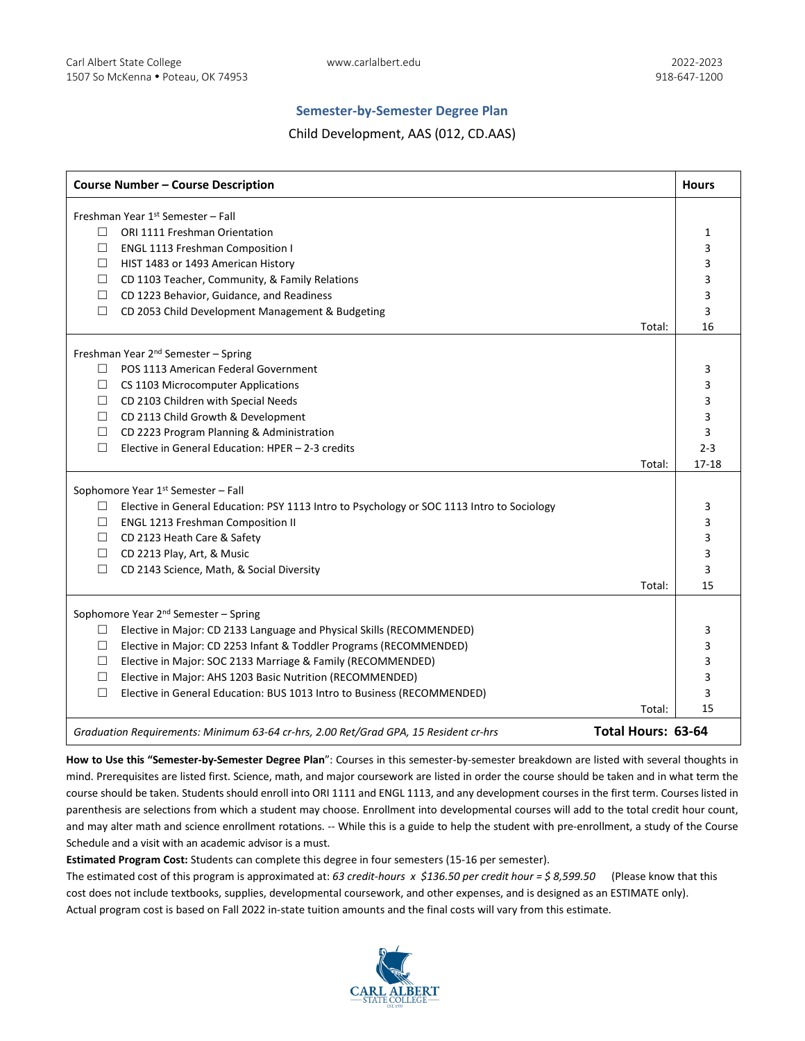Carl Albert State College
1507 So McKenna • Poteau, OK 74953

www.carlalbert.edu

2022-2023
918-647-1200

## Semester-by-Semester Degree Plan

Child Development, AAS (012, CD.AAS)

| Course Number – Course Description | Hours |
|---|---|
| **Freshman Year 1st Semester – Fall** | |
| ☐ ORI 1111 Freshman Orientation | 1 |
| ☐ ENGL 1113 Freshman Composition I | 3 |
| ☐ HIST 1483 or 1493 American History | 3 |
| ☐ CD 1103 Teacher, Community, & Family Relations | 3 |
| ☐ CD 1223 Behavior, Guidance, and Readiness | 3 |
| ☐ CD 2053 Child Development Management & Budgeting | 3 |
| Total: | 16 |
| **Freshman Year 2nd Semester – Spring** | |
| ☐ POS 1113 American Federal Government | 3 |
| ☐ CS 1103 Microcomputer Applications | 3 |
| ☐ CD 2103 Children with Special Needs | 3 |
| ☐ CD 2113 Child Growth & Development | 3 |
| ☐ CD 2223 Program Planning & Administration | 3 |
| ☐ Elective in General Education: HPER – 2-3 credits | 2-3 |
| Total: | 17-18 |
| **Sophomore Year 1st Semester – Fall** | |
| ☐ Elective in General Education: PSY 1113 Intro to Psychology or SOC 1113 Intro to Sociology | 3 |
| ☐ ENGL 1213 Freshman Composition II | 3 |
| ☐ CD 2123 Heath Care & Safety | 3 |
| ☐ CD 2213 Play, Art, & Music | 3 |
| ☐ CD 2143 Science, Math, & Social Diversity | 3 |
| Total: | 15 |
| **Sophomore Year 2nd Semester – Spring** | |
| ☐ Elective in Major: CD 2133 Language and Physical Skills (RECOMMENDED) | 3 |
| ☐ Elective in Major: CD 2253 Infant & Toddler Programs (RECOMMENDED) | 3 |
| ☐ Elective in Major: SOC 2133 Marriage & Family (RECOMMENDED) | 3 |
| ☐ Elective in Major: AHS 1203 Basic Nutrition (RECOMMENDED) | 3 |
| ☐ Elective in General Education: BUS 1013 Intro to Business (RECOMMENDED) | 3 |
| Total: | 15 |
| *Graduation Requirements: Minimum 63-64 cr-hrs, 2.00 Ret/Grad GPA, 15 Resident cr-hrs* **Total Hours:** | **63-64** |

**How to Use this "Semester-by-Semester Degree Plan"**: Courses in this semester-by-semester breakdown are listed with several thoughts in mind. Prerequisites are listed first. Science, math, and major coursework are listed in order the course should be taken and in what term the course should be taken. Students should enroll into ORI 1111 and ENGL 1113, and any development courses in the first term. Courses listed in parenthesis are selections from which a student may choose. Enrollment into developmental courses will add to the total credit hour count, and may alter math and science enrollment rotations. -- While this is a guide to help the student with pre-enrollment, a study of the Course Schedule and a visit with an academic advisor is a must.

**Estimated Program Cost:** Students can complete this degree in four semesters (15-16 per semester).

The estimated cost of this program is approximated at: *63 credit-hours x $136.50 per credit hour = $ 8,599.50* (Please know that this cost does not include textbooks, supplies, developmental coursework, and other expenses, and is designed as an ESTIMATE only). Actual program cost is based on Fall 2022 in-state tuition amounts and the final costs will vary from this estimate.

CARL ALBERT
STATE COLLEGE
EST. 1933